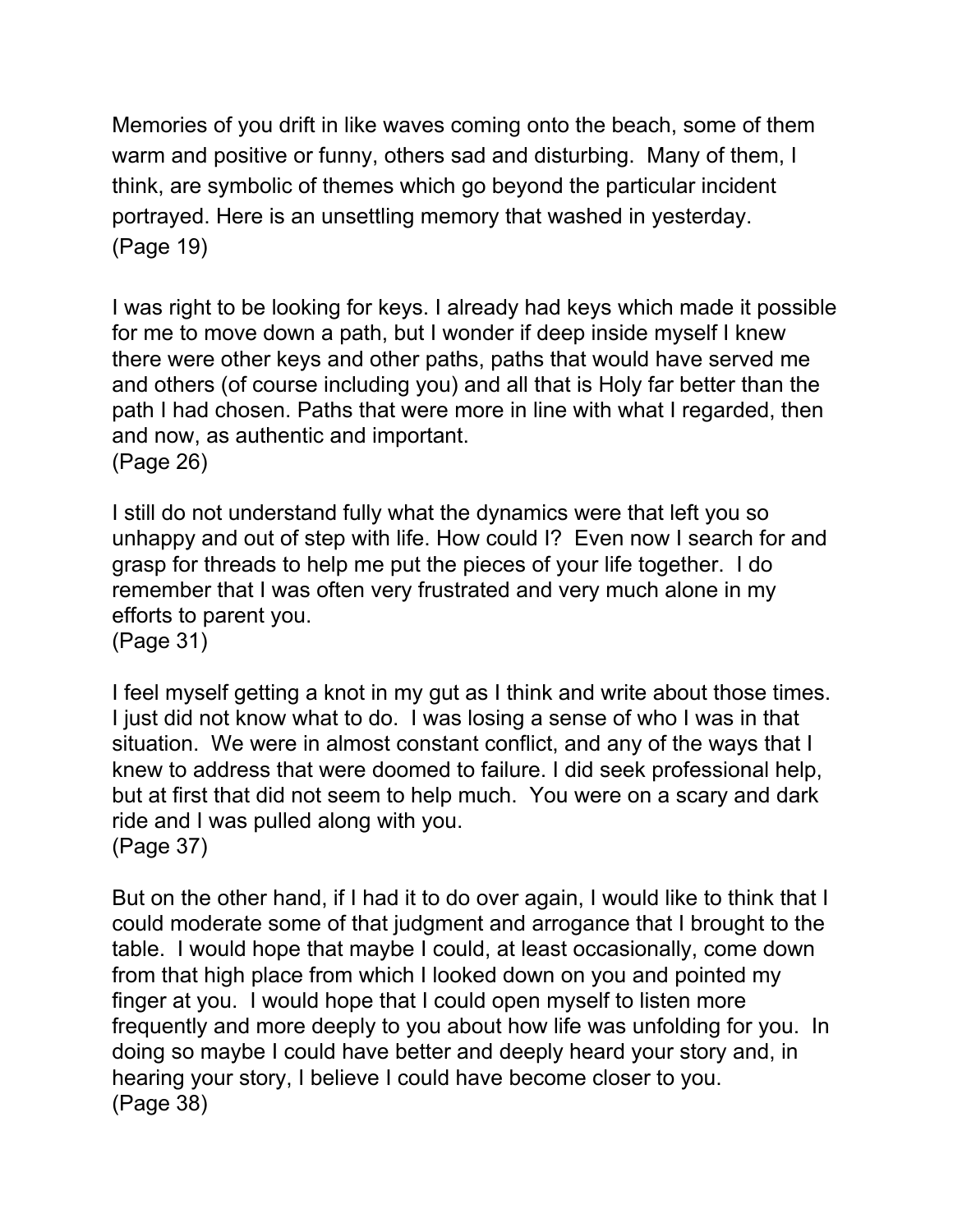Memories of you drift in like waves coming onto the beach, some of them warm and positive or funny, others sad and disturbing. Many of them, I think, are symbolic of themes which go beyond the particular incident portrayed. Here is an unsettling memory that washed in yesterday.
(Page 19)

I was right to be looking for keys. I already had keys which made it possible for me to move down a path, but I wonder if deep inside myself I knew there were other keys and other paths, paths that would have served me and others (of course including you) and all that is Holy far better than the path I had chosen. Paths that were more in line with what I regarded, then and now, as authentic and important.
(Page 26)

I still do not understand fully what the dynamics were that left you so unhappy and out of step with life. How could I? Even now I search for and grasp for threads to help me put the pieces of your life together. I do remember that I was often very frustrated and very much alone in my efforts to parent you.
(Page 31)

I feel myself getting a knot in my gut as I think and write about those times. I just did not know what to do. I was losing a sense of who I was in that situation. We were in almost constant conflict, and any of the ways that I knew to address that were doomed to failure. I did seek professional help, but at first that did not seem to help much. You were on a scary and dark ride and I was pulled along with you.
(Page 37)

But on the other hand, if I had it to do over again, I would like to think that I could moderate some of that judgment and arrogance that I brought to the table. I would hope that maybe I could, at least occasionally, come down from that high place from which I looked down on you and pointed my finger at you. I would hope that I could open myself to listen more frequently and more deeply to you about how life was unfolding for you. In doing so maybe I could have better and deeply heard your story and, in hearing your story, I believe I could have become closer to you.
(Page 38)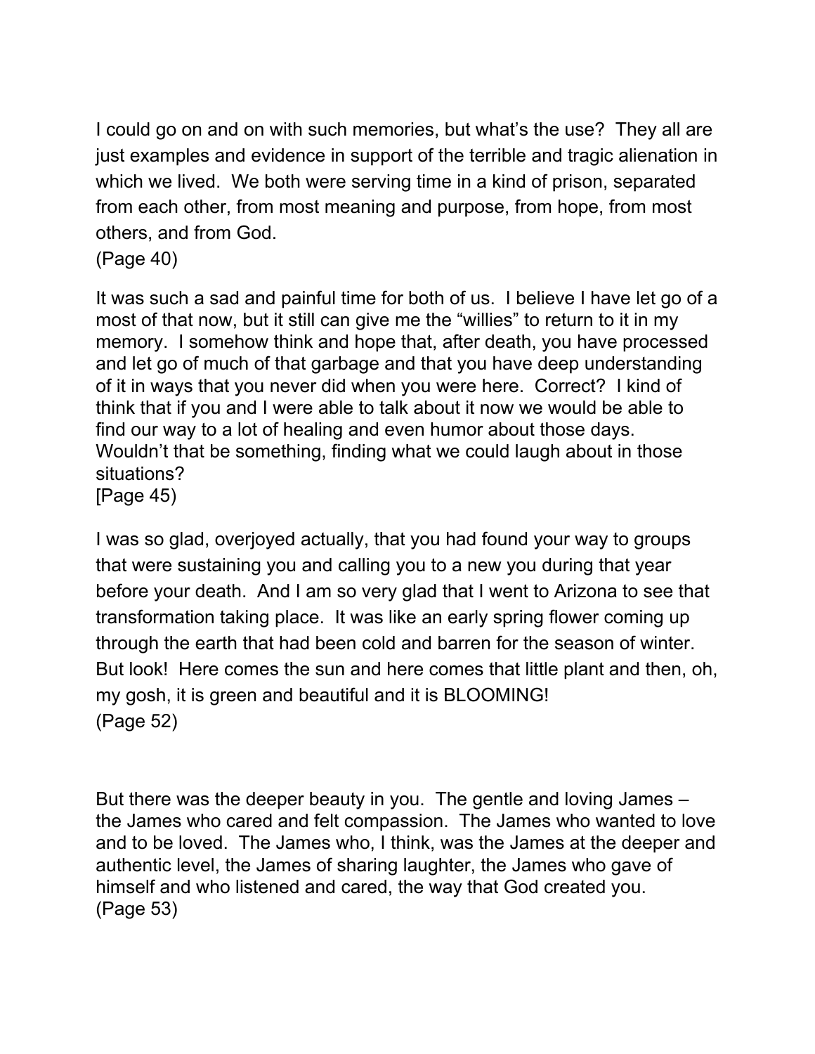I could go on and on with such memories, but what's the use? They all are just examples and evidence in support of the terrible and tragic alienation in which we lived. We both were serving time in a kind of prison, separated from each other, from most meaning and purpose, from hope, from most others, and from God.
(Page 40)

It was such a sad and painful time for both of us. I believe I have let go of a most of that now, but it still can give me the "willies" to return to it in my memory. I somehow think and hope that, after death, you have processed and let go of much of that garbage and that you have deep understanding of it in ways that you never did when you were here. Correct? I kind of think that if you and I were able to talk about it now we would be able to find our way to a lot of healing and even humor about those days. Wouldn't that be something, finding what we could laugh about in those situations?
[Page 45)

I was so glad, overjoyed actually, that you had found your way to groups that were sustaining you and calling you to a new you during that year before your death. And I am so very glad that I went to Arizona to see that transformation taking place. It was like an early spring flower coming up through the earth that had been cold and barren for the season of winter. But look! Here comes the sun and here comes that little plant and then, oh, my gosh, it is green and beautiful and it is BLOOMING!
(Page 52)

But there was the deeper beauty in you. The gentle and loving James – the James who cared and felt compassion. The James who wanted to love and to be loved. The James who, I think, was the James at the deeper and authentic level, the James of sharing laughter, the James who gave of himself and who listened and cared, the way that God created you.
(Page 53)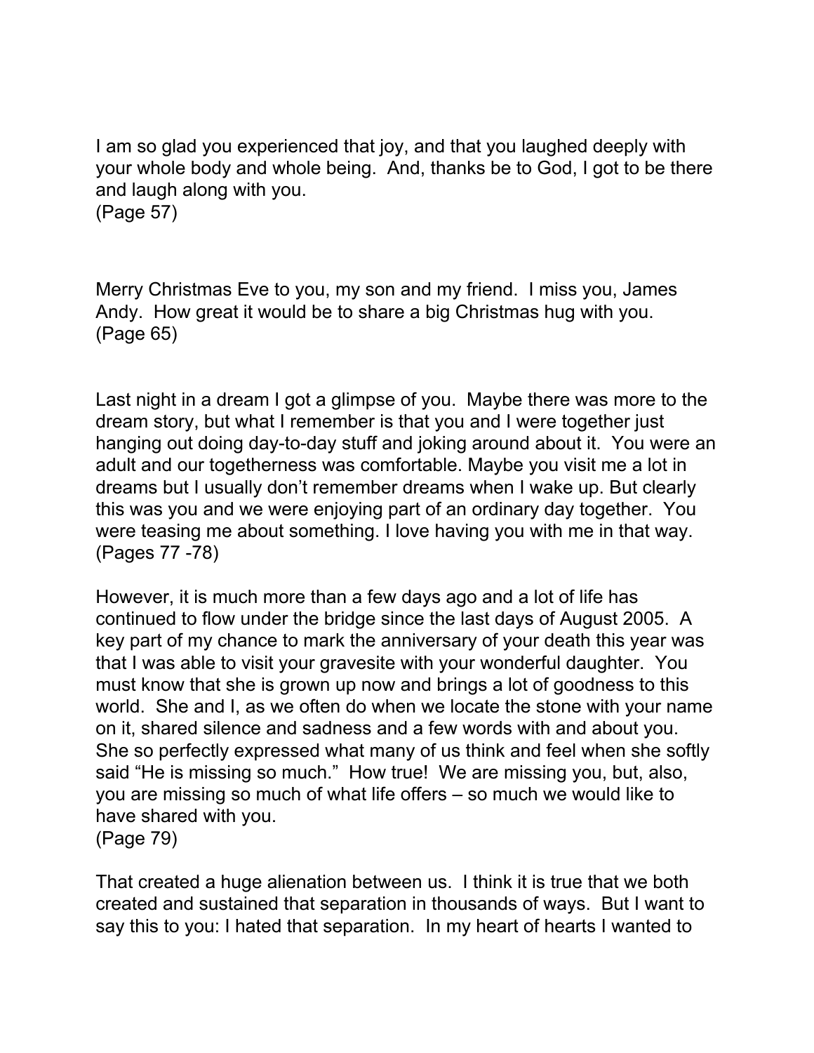I am so glad you experienced that joy, and that you laughed deeply with your whole body and whole being. And, thanks be to God, I got to be there and laugh along with you.
(Page 57)

Merry Christmas Eve to you, my son and my friend. I miss you, James Andy. How great it would be to share a big Christmas hug with you.
(Page 65)

Last night in a dream I got a glimpse of you. Maybe there was more to the dream story, but what I remember is that you and I were together just hanging out doing day-to-day stuff and joking around about it. You were an adult and our togetherness was comfortable. Maybe you visit me a lot in dreams but I usually don't remember dreams when I wake up. But clearly this was you and we were enjoying part of an ordinary day together. You were teasing me about something. I love having you with me in that way.
(Pages 77 -78)

However, it is much more than a few days ago and a lot of life has continued to flow under the bridge since the last days of August 2005. A key part of my chance to mark the anniversary of your death this year was that I was able to visit your gravesite with your wonderful daughter. You must know that she is grown up now and brings a lot of goodness to this world. She and I, as we often do when we locate the stone with your name on it, shared silence and sadness and a few words with and about you. She so perfectly expressed what many of us think and feel when she softly said "He is missing so much." How true! We are missing you, but, also, you are missing so much of what life offers – so much we would like to have shared with you.
(Page 79)

That created a huge alienation between us. I think it is true that we both created and sustained that separation in thousands of ways. But I want to say this to you: I hated that separation. In my heart of hearts I wanted to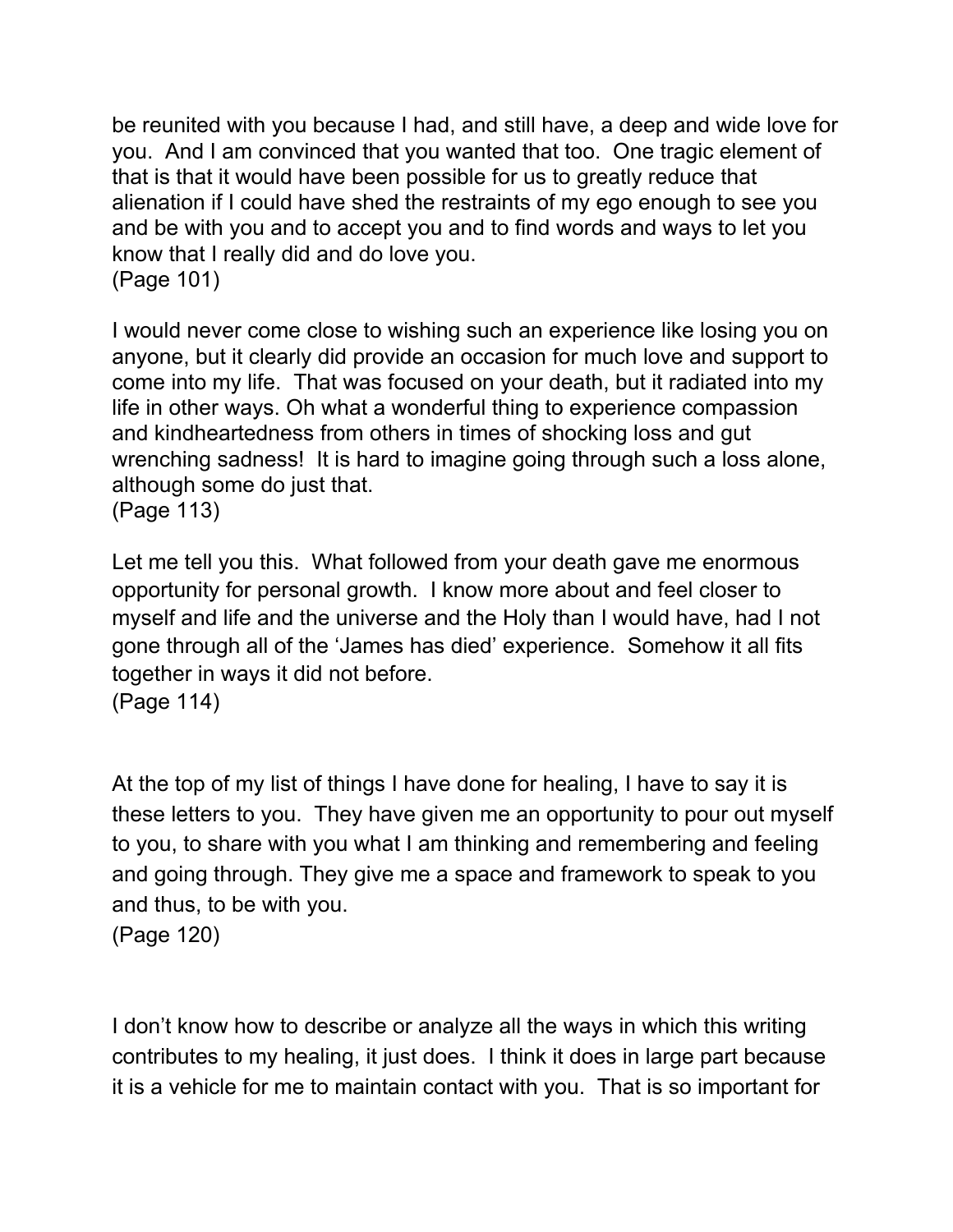be reunited with you because I had, and still have, a deep and wide love for you. And I am convinced that you wanted that too. One tragic element of that is that it would have been possible for us to greatly reduce that alienation if I could have shed the restraints of my ego enough to see you and be with you and to accept you and to find words and ways to let you know that I really did and do love you.
(Page 101)

I would never come close to wishing such an experience like losing you on anyone, but it clearly did provide an occasion for much love and support to come into my life. That was focused on your death, but it radiated into my life in other ways. Oh what a wonderful thing to experience compassion and kindheartedness from others in times of shocking loss and gut wrenching sadness! It is hard to imagine going through such a loss alone, although some do just that.
(Page 113)

Let me tell you this. What followed from your death gave me enormous opportunity for personal growth. I know more about and feel closer to myself and life and the universe and the Holy than I would have, had I not gone through all of the 'James has died' experience. Somehow it all fits together in ways it did not before.
(Page 114)

At the top of my list of things I have done for healing, I have to say it is these letters to you. They have given me an opportunity to pour out myself to you, to share with you what I am thinking and remembering and feeling and going through. They give me a space and framework to speak to you and thus, to be with you.
(Page 120)

I don't know how to describe or analyze all the ways in which this writing contributes to my healing, it just does. I think it does in large part because it is a vehicle for me to maintain contact with you. That is so important for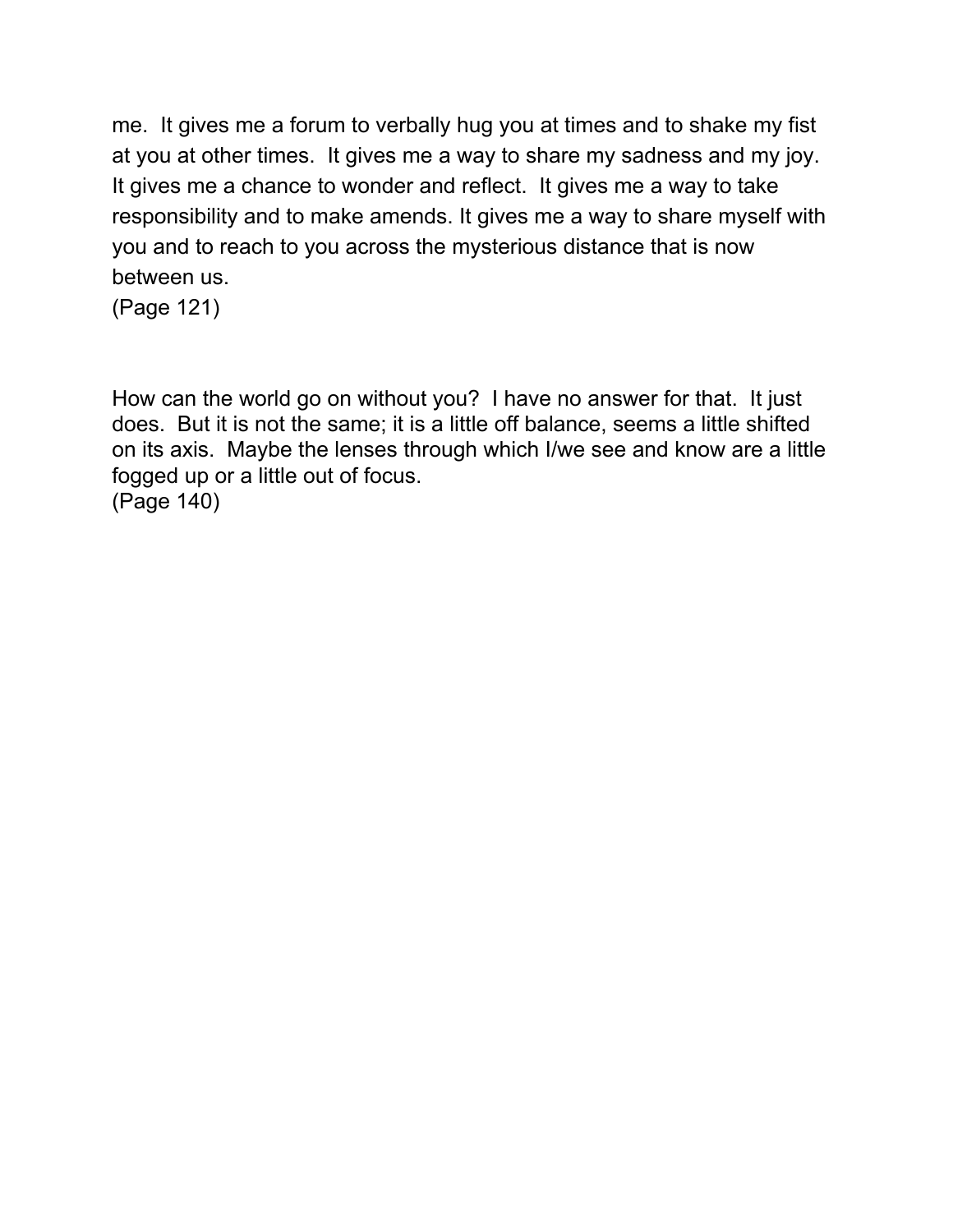me. It gives me a forum to verbally hug you at times and to shake my fist at you at other times. It gives me a way to share my sadness and my joy. It gives me a chance to wonder and reflect. It gives me a way to take responsibility and to make amends. It gives me a way to share myself with you and to reach to you across the mysterious distance that is now between us.
(Page 121)

How can the world go on without you? I have no answer for that. It just does. But it is not the same; it is a little off balance, seems a little shifted on its axis. Maybe the lenses through which I/we see and know are a little fogged up or a little out of focus.
(Page 140)